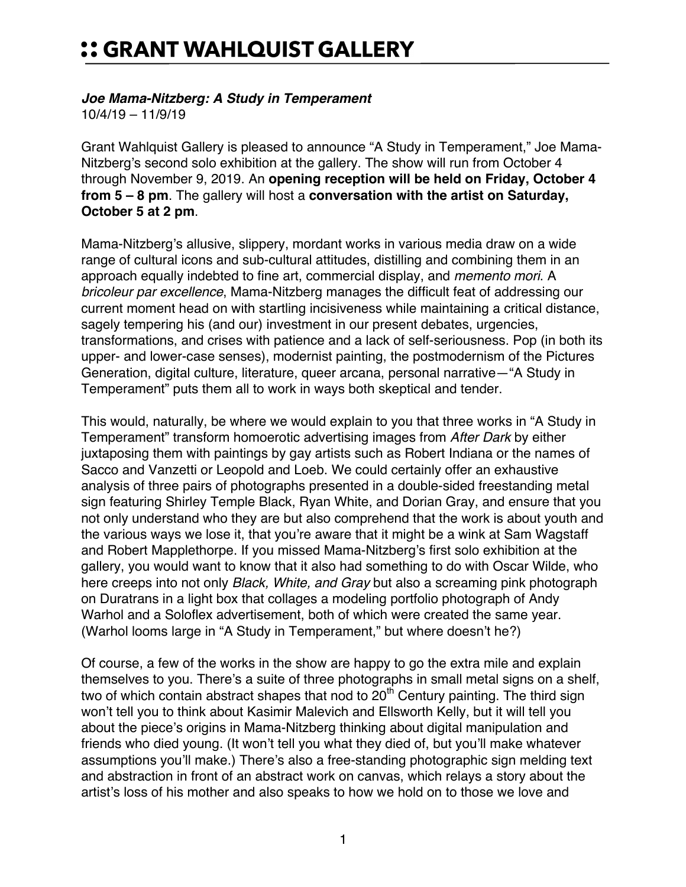# :: GRANT WAHLQUIST GALLERY

***Joe Mama-Nitzberg: A Study in Temperament***
10/4/19 – 11/9/19

Grant Wahlquist Gallery is pleased to announce "A Study in Temperament," Joe Mama-Nitzberg's second solo exhibition at the gallery. The show will run from October 4 through November 9, 2019. An **opening reception will be held on Friday, October 4 from 5 – 8 pm**. The gallery will host a **conversation with the artist on Saturday, October 5 at 2 pm**.

Mama-Nitzberg's allusive, slippery, mordant works in various media draw on a wide range of cultural icons and sub-cultural attitudes, distilling and combining them in an approach equally indebted to fine art, commercial display, and *memento mori*. A *bricoleur par excellence*, Mama-Nitzberg manages the difficult feat of addressing our current moment head on with startling incisiveness while maintaining a critical distance, sagely tempering his (and our) investment in our present debates, urgencies, transformations, and crises with patience and a lack of self-seriousness. Pop (in both its upper- and lower-case senses), modernist painting, the postmodernism of the Pictures Generation, digital culture, literature, queer arcana, personal narrative—"A Study in Temperament" puts them all to work in ways both skeptical and tender.

This would, naturally, be where we would explain to you that three works in "A Study in Temperament" transform homoerotic advertising images from *After Dark* by either juxtaposing them with paintings by gay artists such as Robert Indiana or the names of Sacco and Vanzetti or Leopold and Loeb. We could certainly offer an exhaustive analysis of three pairs of photographs presented in a double-sided freestanding metal sign featuring Shirley Temple Black, Ryan White, and Dorian Gray, and ensure that you not only understand who they are but also comprehend that the work is about youth and the various ways we lose it, that you're aware that it might be a wink at Sam Wagstaff and Robert Mapplethorpe. If you missed Mama-Nitzberg's first solo exhibition at the gallery, you would want to know that it also had something to do with Oscar Wilde, who here creeps into not only *Black, White, and Gray* but also a screaming pink photograph on Duratrans in a light box that collages a modeling portfolio photograph of Andy Warhol and a Soloflex advertisement, both of which were created the same year. (Warhol looms large in "A Study in Temperament," but where doesn't he?)

Of course, a few of the works in the show are happy to go the extra mile and explain themselves to you. There's a suite of three photographs in small metal signs on a shelf, two of which contain abstract shapes that nod to 20th Century painting. The third sign won't tell you to think about Kasimir Malevich and Ellsworth Kelly, but it will tell you about the piece's origins in Mama-Nitzberg thinking about digital manipulation and friends who died young. (It won't tell you what they died of, but you'll make whatever assumptions you'll make.) There's also a free-standing photographic sign melding text and abstraction in front of an abstract work on canvas, which relays a story about the artist's loss of his mother and also speaks to how we hold on to those we love and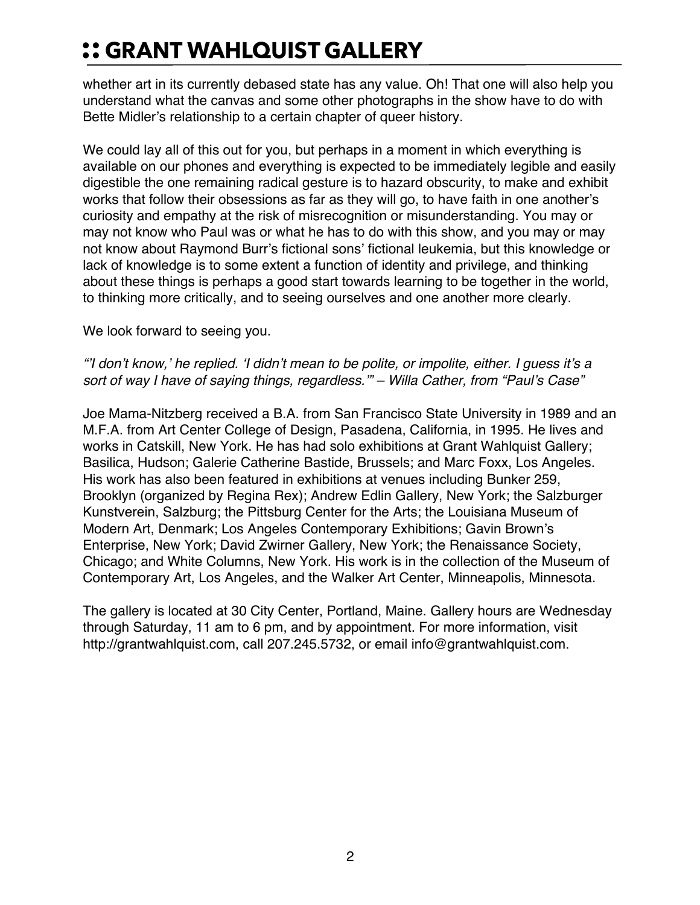whether art in its currently debased state has any value. Oh! That one will also help you understand what the canvas and some other photographs in the show have to do with Bette Midler's relationship to a certain chapter of queer history.

We could lay all of this out for you, but perhaps in a moment in which everything is available on our phones and everything is expected to be immediately legible and easily digestible the one remaining radical gesture is to hazard obscurity, to make and exhibit works that follow their obsessions as far as they will go, to have faith in one another's curiosity and empathy at the risk of misrecognition or misunderstanding. You may or may not know who Paul was or what he has to do with this show, and you may or may not know about Raymond Burr's fictional sons' fictional leukemia, but this knowledge or lack of knowledge is to some extent a function of identity and privilege, and thinking about these things is perhaps a good start towards learning to be together in the world, to thinking more critically, and to seeing ourselves and one another more clearly.

We look forward to seeing you.

*"'I don't know,' he replied. 'I didn't mean to be polite, or impolite, either. I guess it's a sort of way I have of saying things, regardless.'" – Willa Cather, from "Paul's Case"*

Joe Mama-Nitzberg received a B.A. from San Francisco State University in 1989 and an M.F.A. from Art Center College of Design, Pasadena, California, in 1995. He lives and works in Catskill, New York. He has had solo exhibitions at Grant Wahlquist Gallery; Basilica, Hudson; Galerie Catherine Bastide, Brussels; and Marc Foxx, Los Angeles. His work has also been featured in exhibitions at venues including Bunker 259, Brooklyn (organized by Regina Rex); Andrew Edlin Gallery, New York; the Salzburger Kunstverein, Salzburg; the Pittsburg Center for the Arts; the Louisiana Museum of Modern Art, Denmark; Los Angeles Contemporary Exhibitions; Gavin Brown's Enterprise, New York; David Zwirner Gallery, New York; the Renaissance Society, Chicago; and White Columns, New York. His work is in the collection of the Museum of Contemporary Art, Los Angeles, and the Walker Art Center, Minneapolis, Minnesota.

The gallery is located at 30 City Center, Portland, Maine. Gallery hours are Wednesday through Saturday, 11 am to 6 pm, and by appointment. For more information, visit http://grantwahlquist.com, call 207.245.5732, or email info@grantwahlquist.com.